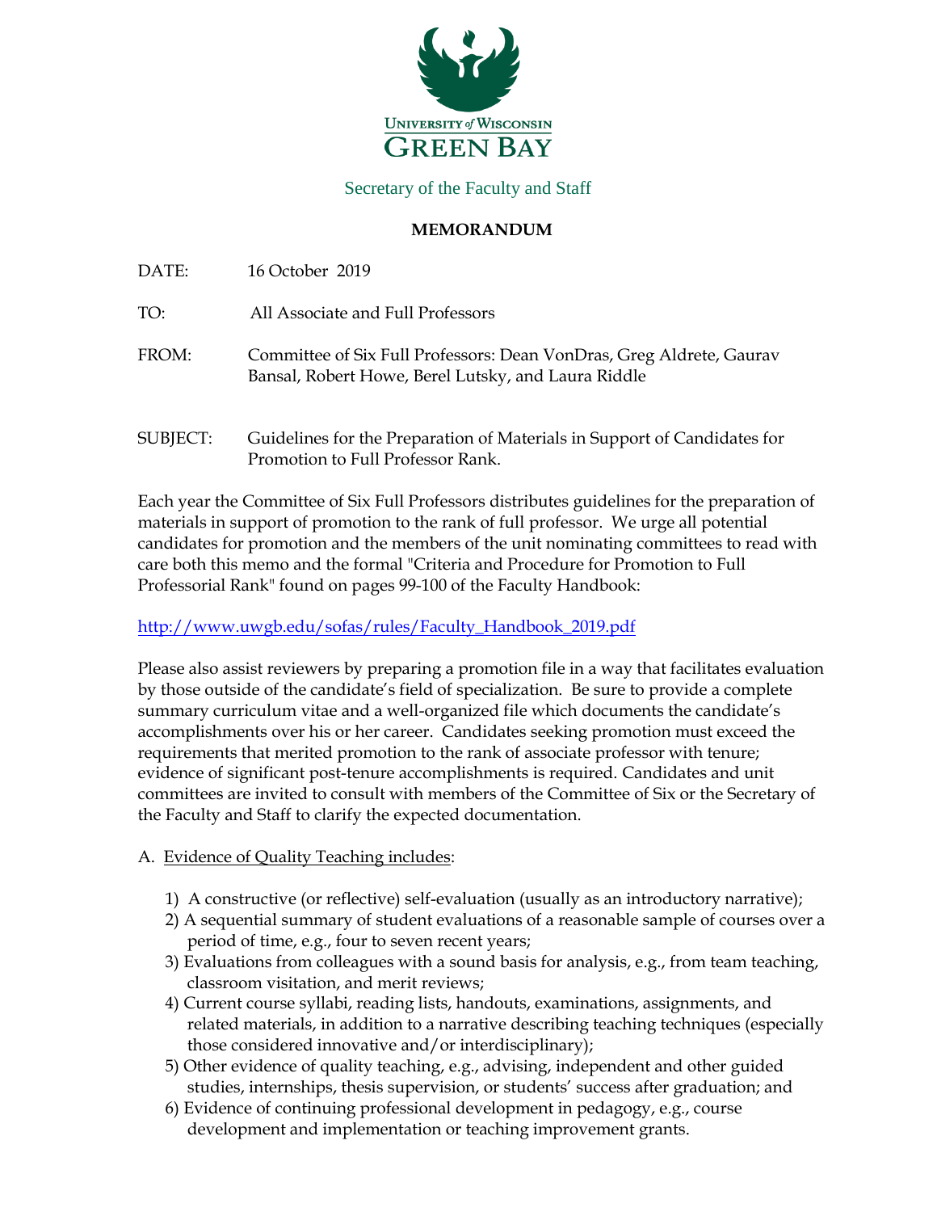University of Wisconsin Green Bay

Secretary of the Faculty and Staff

**MEMORANDUM**

DATE: 16 October 2019

TO: All Associate and Full Professors

FROM: Committee of Six Full Professors: Dean VonDras, Greg Aldrete, Gaurav Bansal, Robert Howe, Berel Lutsky, and Laura Riddle

SUBJECT: Guidelines for the Preparation of Materials in Support of Candidates for Promotion to Full Professor Rank.

Each year the Committee of Six Full Professors distributes guidelines for the preparation of materials in support of promotion to the rank of full professor. We urge all potential candidates for promotion and the members of the unit nominating committees to read with care both this memo and the formal "Criteria and Procedure for Promotion to Full Professorial Rank" found on pages 99-100 of the Faculty Handbook:

http://www.uwgb.edu/sofas/rules/Faculty_Handbook_2019.pdf

Please also assist reviewers by preparing a promotion file in a way that facilitates evaluation by those outside of the candidate's field of specialization. Be sure to provide a complete summary curriculum vitae and a well-organized file which documents the candidate's accomplishments over his or her career. Candidates seeking promotion must exceed the requirements that merited promotion to the rank of associate professor with tenure; evidence of significant post-tenure accomplishments is required. Candidates and unit committees are invited to consult with members of the Committee of Six or the Secretary of the Faculty and Staff to clarify the expected documentation.

A. Evidence of Quality Teaching includes:

1) A constructive (or reflective) self-evaluation (usually as an introductory narrative);
2) A sequential summary of student evaluations of a reasonable sample of courses over a period of time, e.g., four to seven recent years;
3) Evaluations from colleagues with a sound basis for analysis, e.g., from team teaching, classroom visitation, and merit reviews;
4) Current course syllabi, reading lists, handouts, examinations, assignments, and related materials, in addition to a narrative describing teaching techniques (especially those considered innovative and/or interdisciplinary);
5) Other evidence of quality teaching, e.g., advising, independent and other guided studies, internships, thesis supervision, or students' success after graduation; and
6) Evidence of continuing professional development in pedagogy, e.g., course development and implementation or teaching improvement grants.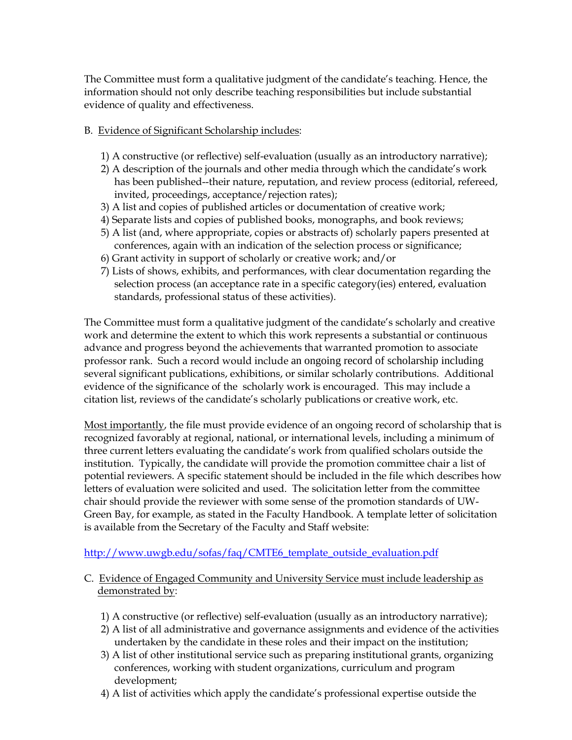The Committee must form a qualitative judgment of the candidate's teaching. Hence, the information should not only describe teaching responsibilities but include substantial evidence of quality and effectiveness.

B. <u>Evidence of Significant Scholarship includes</u>:

1) A constructive (or reflective) self-evaluation (usually as an introductory narrative);
2) A description of the journals and other media through which the candidate's work has been published--their nature, reputation, and review process (editorial, refereed, invited, proceedings, acceptance/rejection rates);
3) A list and copies of published articles or documentation of creative work;
4) Separate lists and copies of published books, monographs, and book reviews;
5) A list (and, where appropriate, copies or abstracts of) scholarly papers presented at conferences, again with an indication of the selection process or significance;
6) Grant activity in support of scholarly or creative work; and/or
7) Lists of shows, exhibits, and performances, with clear documentation regarding the selection process (an acceptance rate in a specific category(ies) entered, evaluation standards, professional status of these activities).

The Committee must form a qualitative judgment of the candidate's scholarly and creative work and determine the extent to which this work represents a substantial or continuous advance and progress beyond the achievements that warranted promotion to associate professor rank. Such a record would include an ongoing record of scholarship including several significant publications, exhibitions, or similar scholarly contributions. Additional evidence of the significance of the scholarly work is encouraged. This may include a citation list, reviews of the candidate's scholarly publications or creative work, etc.

<u>Most importantly</u>, the file must provide evidence of an ongoing record of scholarship that is recognized favorably at regional, national, or international levels, including a minimum of three current letters evaluating the candidate's work from qualified scholars outside the institution. Typically, the candidate will provide the promotion committee chair a list of potential reviewers. A specific statement should be included in the file which describes how letters of evaluation were solicited and used. The solicitation letter from the committee chair should provide the reviewer with some sense of the promotion standards of UW-Green Bay, for example, as stated in the Faculty Handbook. A template letter of solicitation is available from the Secretary of the Faculty and Staff website:

http://www.uwgb.edu/sofas/faq/CMTE6_template_outside_evaluation.pdf

C. <u>Evidence of Engaged Community and University Service must include leadership as demonstrated by</u>:

1) A constructive (or reflective) self-evaluation (usually as an introductory narrative);
2) A list of all administrative and governance assignments and evidence of the activities undertaken by the candidate in these roles and their impact on the institution;
3) A list of other institutional service such as preparing institutional grants, organizing conferences, working with student organizations, curriculum and program development;
4) A list of activities which apply the candidate's professional expertise outside the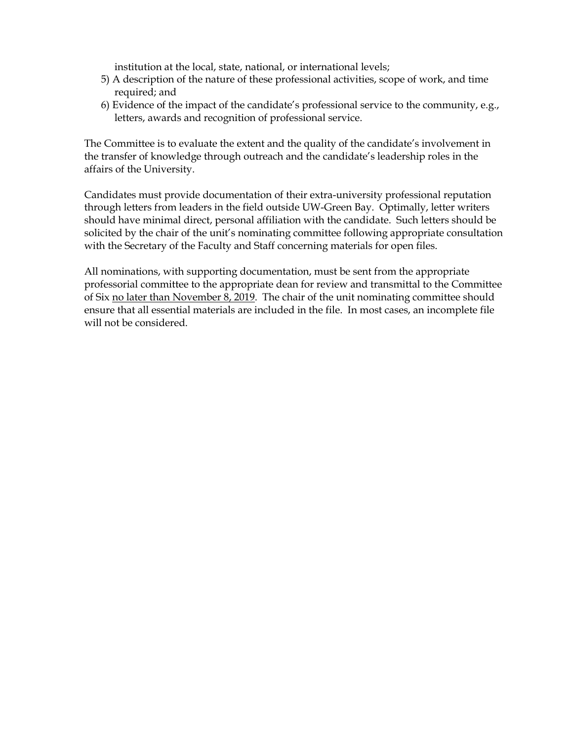institution at the local, state, national, or international levels;

5) A description of the nature of these professional activities, scope of work, and time required; and
6) Evidence of the impact of the candidate's professional service to the community, e.g., letters, awards and recognition of professional service.

The Committee is to evaluate the extent and the quality of the candidate's involvement in the transfer of knowledge through outreach and the candidate's leadership roles in the affairs of the University.

Candidates must provide documentation of their extra-university professional reputation through letters from leaders in the field outside UW-Green Bay. Optimally, letter writers should have minimal direct, personal affiliation with the candidate. Such letters should be solicited by the chair of the unit's nominating committee following appropriate consultation with the Secretary of the Faculty and Staff concerning materials for open files.

All nominations, with supporting documentation, must be sent from the appropriate professorial committee to the appropriate dean for review and transmittal to the Committee of Six <u>no later than November 8, 2019</u>. The chair of the unit nominating committee should ensure that all essential materials are included in the file. In most cases, an incomplete file will not be considered.